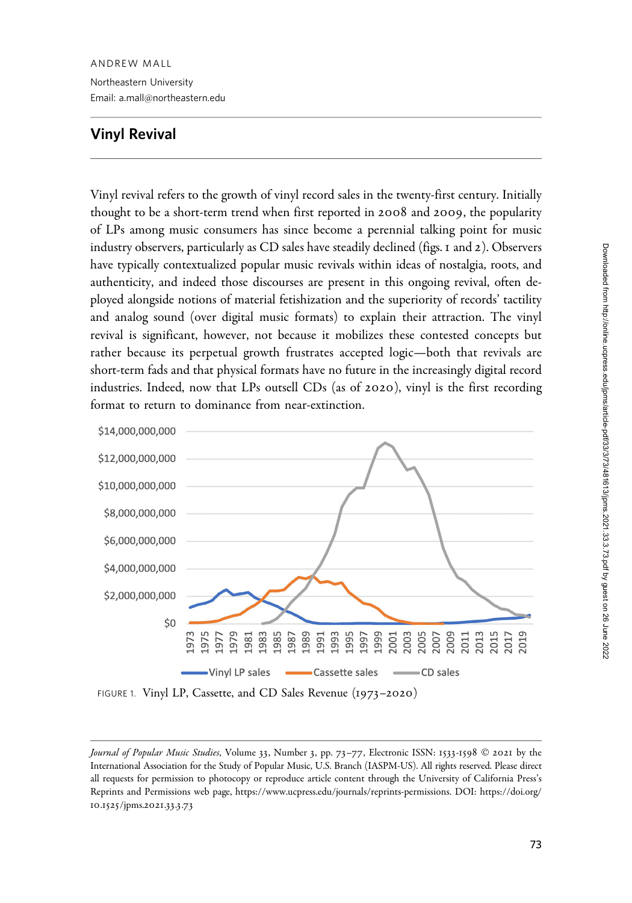ANDREW MALL

Northeastern University

Email: a.mall@northeastern.edu

## Vinyl Revival

Vinyl revival refers to the growth of vinyl record sales in the twenty-first century. Initially thought to be a short-term trend when first reported in 2008 and 2009, the popularity of LPs among music consumers has since become a perennial talking point for music industry observers, particularly as CD sales have steadily declined (figs. 1 and 2). Observers have typically contextualized popular music revivals within ideas of nostalgia, roots, and authenticity, and indeed those discourses are present in this ongoing revival, often deployed alongside notions of material fetishization and the superiority of records' tactility and analog sound (over digital music formats) to explain their attraction. The vinyl revival is significant, however, not because it mobilizes these contested concepts but rather because its perpetual growth frustrates accepted logic—both that revivals are short-term fads and that physical formats have no future in the increasingly digital record industries. Indeed, now that LPs outsell CDs (as of 2020), vinyl is the first recording format to return to dominance from near-extinction.

FIGURE 1. Vinyl LP, Cassette, and CD Sales Revenue (1973–2020)

*Journal of Popular Music Studies*, Volume 33, Number 3, pp. 73–77, Electronic ISSN: 1533-1598 © 2021 by the International Association for the Study of Popular Music, U.S. Branch (IASPM-US). All rights reserved. Please direct all requests for permission to photocopy or reproduce article content through the University of California Press's Reprints and Permissions web page, https://www.ucpress.edu/journals/reprints-permissions. DOI: https://doi.org/10.1525/jpms.2021.33.3.73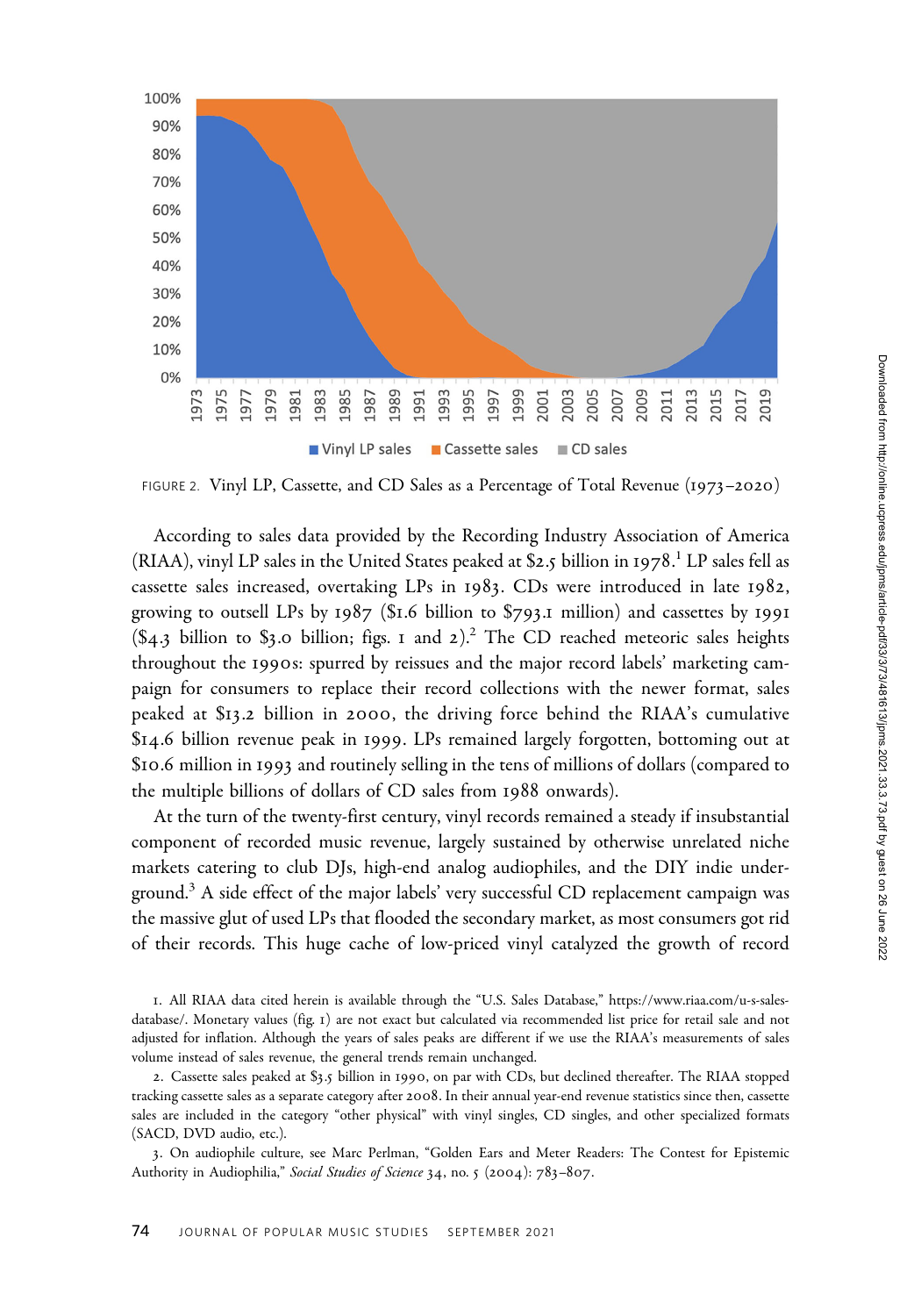FIGURE 2. Vinyl LP, Cassette, and CD Sales as a Percentage of Total Revenue (1973–2020)

According to sales data provided by the Recording Industry Association of America (RIAA), vinyl LP sales in the United States peaked at $2.5 billion in 1978.[1] LP sales fell as cassette sales increased, overtaking LPs in 1983. CDs were introduced in late 1982, growing to outsell LPs by 1987 ($1.6 billion to $793.1 million) and cassettes by 1991 ($4.3 billion to $3.0 billion; figs. 1 and 2).[2] The CD reached meteoric sales heights throughout the 1990s: spurred by reissues and the major record labels' marketing campaign for consumers to replace their record collections with the newer format, sales peaked at $13.2 billion in 2000, the driving force behind the RIAA's cumulative $14.6 billion revenue peak in 1999. LPs remained largely forgotten, bottoming out at $10.6 million in 1993 and routinely selling in the tens of millions of dollars (compared to the multiple billions of dollars of CD sales from 1988 onwards).

At the turn of the twenty-first century, vinyl records remained a steady if insubstantial component of recorded music revenue, largely sustained by otherwise unrelated niche markets catering to club DJs, high-end analog audiophiles, and the DIY indie underground.[3] A side effect of the major labels' very successful CD replacement campaign was the massive glut of used LPs that flooded the secondary market, as most consumers got rid of their records. This huge cache of low-priced vinyl catalyzed the growth of record

1. All RIAA data cited herein is available through the "U.S. Sales Database," https://www.riaa.com/u-s-sales-database/. Monetary values (fig. 1) are not exact but calculated via recommended list price for retail sale and not adjusted for inflation. Although the years of sales peaks are different if we use the RIAA's measurements of sales volume instead of sales revenue, the general trends remain unchanged.

2. Cassette sales peaked at $3.5 billion in 1990, on par with CDs, but declined thereafter. The RIAA stopped tracking cassette sales as a separate category after 2008. In their annual year-end revenue statistics since then, cassette sales are included in the category "other physical" with vinyl singles, CD singles, and other specialized formats (SACD, DVD audio, etc.).

3. On audiophile culture, see Marc Perlman, "Golden Ears and Meter Readers: The Contest for Epistemic Authority in Audiophilia," *Social Studies of Science* 34, no. 5 (2004): 783–807.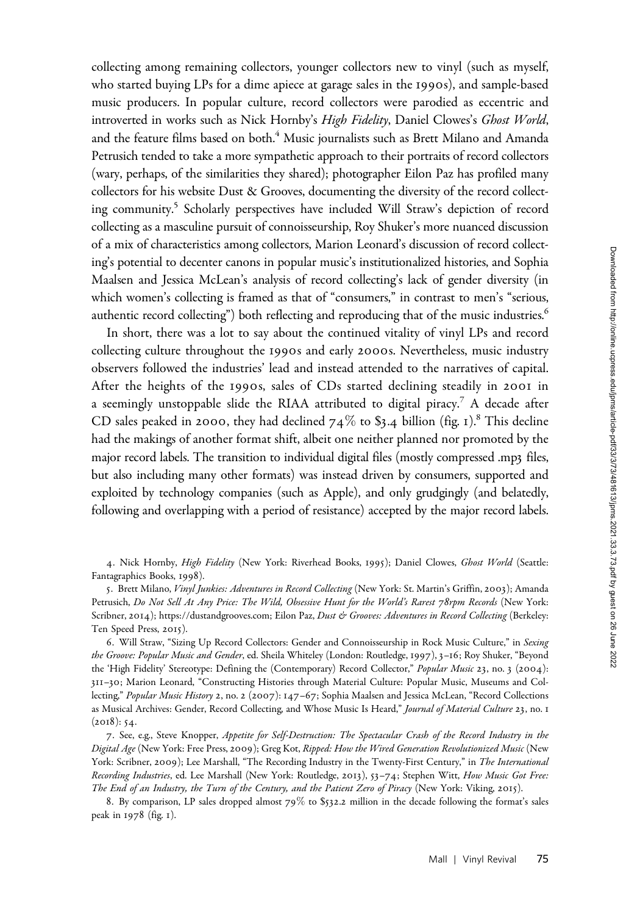collecting among remaining collectors, younger collectors new to vinyl (such as myself, who started buying LPs for a dime apiece at garage sales in the 1990s), and sample-based music producers. In popular culture, record collectors were parodied as eccentric and introverted in works such as Nick Hornby's *High Fidelity*, Daniel Clowes's *Ghost World*, and the feature films based on both.[4] Music journalists such as Brett Milano and Amanda Petrusich tended to take a more sympathetic approach to their portraits of record collectors (wary, perhaps, of the similarities they shared); photographer Eilon Paz has profiled many collectors for his website Dust & Grooves, documenting the diversity of the record collecting community.[5] Scholarly perspectives have included Will Straw's depiction of record collecting as a masculine pursuit of connoisseurship, Roy Shuker's more nuanced discussion of a mix of characteristics among collectors, Marion Leonard's discussion of record collecting's potential to decenter canons in popular music's institutionalized histories, and Sophia Maalsen and Jessica McLean's analysis of record collecting's lack of gender diversity (in which women's collecting is framed as that of "consumers," in contrast to men's "serious, authentic record collecting") both reflecting and reproducing that of the music industries.[6]

In short, there was a lot to say about the continued vitality of vinyl LPs and record collecting culture throughout the 1990s and early 2000s. Nevertheless, music industry observers followed the industries' lead and instead attended to the narratives of capital. After the heights of the 1990s, sales of CDs started declining steadily in 2001 in a seemingly unstoppable slide the RIAA attributed to digital piracy.[7] A decade after CD sales peaked in 2000, they had declined 74% to $3.4 billion (fig. 1).[8] This decline had the makings of another format shift, albeit one neither planned nor promoted by the major record labels. The transition to individual digital files (mostly compressed .mp3 files, but also including many other formats) was instead driven by consumers, supported and exploited by technology companies (such as Apple), and only grudgingly (and belatedly, following and overlapping with a period of resistance) accepted by the major record labels.

4. Nick Hornby, *High Fidelity* (New York: Riverhead Books, 1995); Daniel Clowes, *Ghost World* (Seattle: Fantagraphics Books, 1998).

5. Brett Milano, *Vinyl Junkies: Adventures in Record Collecting* (New York: St. Martin's Griffin, 2003); Amanda Petrusich, *Do Not Sell At Any Price: The Wild, Obsessive Hunt for the World's Rarest 78rpm Records* (New York: Scribner, 2014); https://dustandgrooves.com; Eilon Paz, *Dust & Grooves: Adventures in Record Collecting* (Berkeley: Ten Speed Press, 2015).

6. Will Straw, "Sizing Up Record Collectors: Gender and Connoisseurship in Rock Music Culture," in *Sexing the Groove: Popular Music and Gender*, ed. Sheila Whiteley (London: Routledge, 1997), 3–16; Roy Shuker, "Beyond the 'High Fidelity' Stereotype: Defining the (Contemporary) Record Collector," *Popular Music* 23, no. 3 (2004): 311–30; Marion Leonard, "Constructing Histories through Material Culture: Popular Music, Museums and Collecting," *Popular Music History* 2, no. 2 (2007): 147–67; Sophia Maalsen and Jessica McLean, "Record Collections as Musical Archives: Gender, Record Collecting, and Whose Music Is Heard," *Journal of Material Culture* 23, no. 1 (2018): 54.

7. See, e.g., Steve Knopper, *Appetite for Self-Destruction: The Spectacular Crash of the Record Industry in the Digital Age* (New York: Free Press, 2009); Greg Kot, *Ripped: How the Wired Generation Revolutionized Music* (New York: Scribner, 2009); Lee Marshall, "The Recording Industry in the Twenty-First Century," in *The International Recording Industries*, ed. Lee Marshall (New York: Routledge, 2013), 53–74; Stephen Witt, *How Music Got Free: The End of an Industry, the Turn of the Century, and the Patient Zero of Piracy* (New York: Viking, 2015).

8. By comparison, LP sales dropped almost 79% to $532.2 million in the decade following the format's sales peak in 1978 (fig. 1).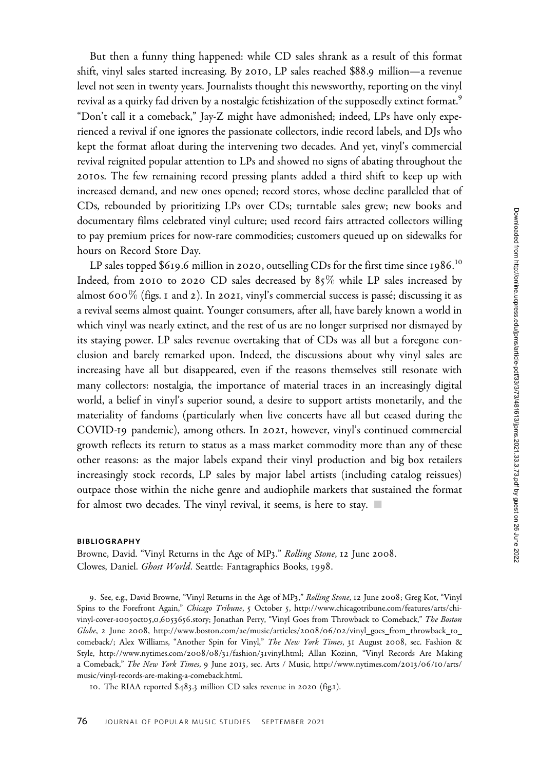But then a funny thing happened: while CD sales shrank as a result of this format shift, vinyl sales started increasing. By 2010, LP sales reached $88.9 million—a revenue level not seen in twenty years. Journalists thought this newsworthy, reporting on the vinyl revival as a quirky fad driven by a nostalgic fetishization of the supposedly extinct format.[9] "Don't call it a comeback," Jay-Z might have admonished; indeed, LPs have only experienced a revival if one ignores the passionate collectors, indie record labels, and DJs who kept the format afloat during the intervening two decades. And yet, vinyl's commercial revival reignited popular attention to LPs and showed no signs of abating throughout the 2010s. The few remaining record pressing plants added a third shift to keep up with increased demand, and new ones opened; record stores, whose decline paralleled that of CDs, rebounded by prioritizing LPs over CDs; turntable sales grew; new books and documentary films celebrated vinyl culture; used record fairs attracted collectors willing to pay premium prices for now-rare commodities; customers queued up on sidewalks for hours on Record Store Day.

LP sales topped $619.6 million in 2020, outselling CDs for the first time since 1986.[10] Indeed, from 2010 to 2020 CD sales decreased by 85% while LP sales increased by almost 600% (figs. 1 and 2). In 2021, vinyl's commercial success is passé; discussing it as a revival seems almost quaint. Younger consumers, after all, have barely known a world in which vinyl was nearly extinct, and the rest of us are no longer surprised nor dismayed by its staying power. LP sales revenue overtaking that of CDs was all but a foregone conclusion and barely remarked upon. Indeed, the discussions about why vinyl sales are increasing have all but disappeared, even if the reasons themselves still resonate with many collectors: nostalgia, the importance of material traces in an increasingly digital world, a belief in vinyl's superior sound, a desire to support artists monetarily, and the materiality of fandoms (particularly when live concerts have all but ceased during the COVID-19 pandemic), among others. In 2021, however, vinyl's continued commercial growth reflects its return to status as a mass market commodity more than any of these other reasons: as the major labels expand their vinyl production and big box retailers increasingly stock records, LP sales by major label artists (including catalog reissues) outpace those within the niche genre and audiophile markets that sustained the format for almost two decades. The vinyl revival, it seems, is here to stay. ■

## BIBLIOGRAPHY

Browne, David. "Vinyl Returns in the Age of MP3." *Rolling Stone*, 12 June 2008.

Clowes, Daniel. *Ghost World*. Seattle: Fantagraphics Books, 1998.

9. See, e.g., David Browne, "Vinyl Returns in the Age of MP3," *Rolling Stone*, 12 June 2008; Greg Kot, "Vinyl Spins to the Forefront Again," *Chicago Tribune*, 5 October 5, http://www.chicagotribune.com/features/arts/chi-vinyl-cover-1005oct05,0,6053656.story; Jonathan Perry, "Vinyl Goes from Throwback to Comeback," *The Boston Globe*, 2 June 2008, http://www.boston.com/ae/music/articles/2008/06/02/vinyl_goes_from_throwback_to_comeback/; Alex Williams, "Another Spin for Vinyl," *The New York Times*, 31 August 2008, sec. Fashion & Style, http://www.nytimes.com/2008/08/31/fashion/31vinyl.html; Allan Kozinn, "Vinyl Records Are Making a Comeback," *The New York Times*, 9 June 2013, sec. Arts / Music, http://www.nytimes.com/2013/06/10/arts/music/vinyl-records-are-making-a-comeback.html.

10. The RIAA reported $483.3 million CD sales revenue in 2020 (fig.1).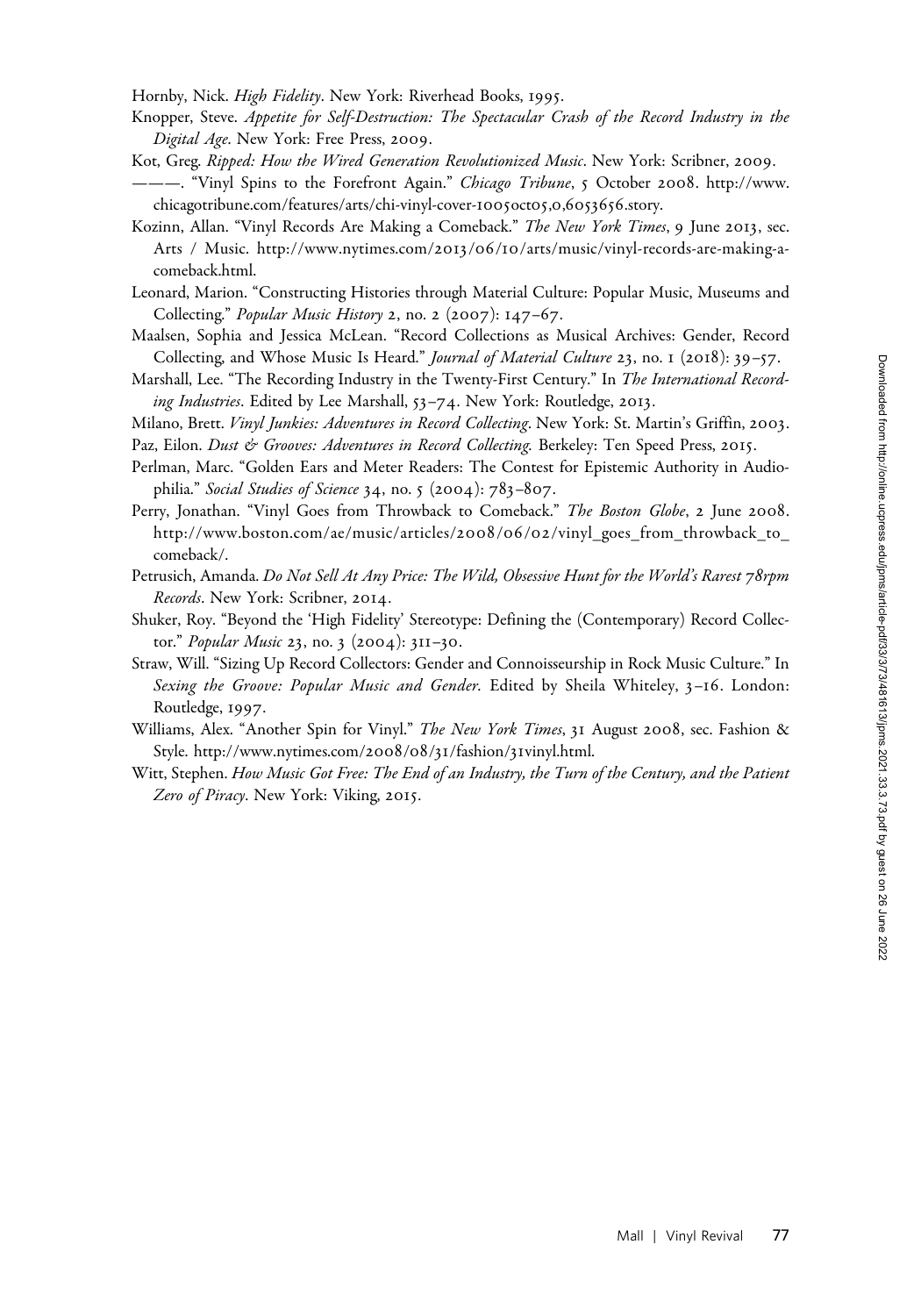Hornby, Nick. *High Fidelity*. New York: Riverhead Books, 1995.

Knopper, Steve. *Appetite for Self-Destruction: The Spectacular Crash of the Record Industry in the Digital Age*. New York: Free Press, 2009.

Kot, Greg. *Ripped: How the Wired Generation Revolutionized Music*. New York: Scribner, 2009.

———. "Vinyl Spins to the Forefront Again." *Chicago Tribune*, 5 October 2008. http://www.chicagotribune.com/features/arts/chi-vinyl-cover-1005oct05,0,6053656.story.

Kozinn, Allan. "Vinyl Records Are Making a Comeback." *The New York Times*, 9 June 2013, sec. Arts / Music. http://www.nytimes.com/2013/06/10/arts/music/vinyl-records-are-making-a-comeback.html.

Leonard, Marion. "Constructing Histories through Material Culture: Popular Music, Museums and Collecting." *Popular Music History* 2, no. 2 (2007): 147–67.

Maalsen, Sophia and Jessica McLean. "Record Collections as Musical Archives: Gender, Record Collecting, and Whose Music Is Heard." *Journal of Material Culture* 23, no. 1 (2018): 39–57.

Marshall, Lee. "The Recording Industry in the Twenty-First Century." In *The International Recording Industries*. Edited by Lee Marshall, 53–74. New York: Routledge, 2013.

Milano, Brett. *Vinyl Junkies: Adventures in Record Collecting*. New York: St. Martin's Griffin, 2003.

Paz, Eilon. *Dust & Grooves: Adventures in Record Collecting*. Berkeley: Ten Speed Press, 2015.

Perlman, Marc. "Golden Ears and Meter Readers: The Contest for Epistemic Authority in Audiophilia." *Social Studies of Science* 34, no. 5 (2004): 783–807.

Perry, Jonathan. "Vinyl Goes from Throwback to Comeback." *The Boston Globe*, 2 June 2008. http://www.boston.com/ae/music/articles/2008/06/02/vinyl_goes_from_throwback_to_comeback/.

Petrusich, Amanda. *Do Not Sell At Any Price: The Wild, Obsessive Hunt for the World's Rarest 78rpm Records*. New York: Scribner, 2014.

Shuker, Roy. "Beyond the 'High Fidelity' Stereotype: Defining the (Contemporary) Record Collector." *Popular Music* 23, no. 3 (2004): 311–30.

Straw, Will. "Sizing Up Record Collectors: Gender and Connoisseurship in Rock Music Culture." In *Sexing the Groove: Popular Music and Gender*. Edited by Sheila Whiteley, 3–16. London: Routledge, 1997.

Williams, Alex. "Another Spin for Vinyl." *The New York Times*, 31 August 2008, sec. Fashion & Style. http://www.nytimes.com/2008/08/31/fashion/31vinyl.html.

Witt, Stephen. *How Music Got Free: The End of an Industry, the Turn of the Century, and the Patient Zero of Piracy*. New York: Viking, 2015.